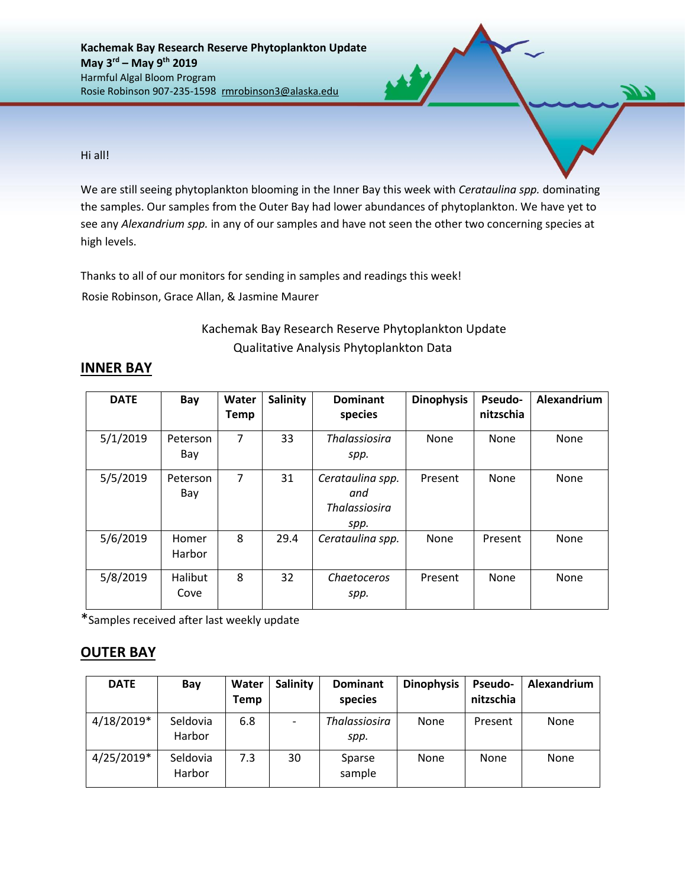**Kachemak Bay Research Reserve Phytoplankton Update**
**May 3rd – May 9th 2019**
Harmful Algal Bloom Program
Rosie Robinson 907-235-1598 rmrobinson3@alaska.edu

Hi all!

We are still seeing phytoplankton blooming in the Inner Bay this week with *Cerataulina spp.* dominating the samples. Our samples from the Outer Bay had lower abundances of phytoplankton. We have yet to see any *Alexandrium spp.* in any of our samples and have not seen the other two concerning species at high levels.

Thanks to all of our monitors for sending in samples and readings this week!
Rosie Robinson, Grace Allan, & Jasmine Maurer

Kachemak Bay Research Reserve Phytoplankton Update
Qualitative Analysis Phytoplankton Data

## INNER BAY

| DATE | Bay | Water Temp | Salinity | Dominant species | Dinophysis | Pseudo-nitzschia | Alexandrium |
|---|---|---|---|---|---|---|---|
| 5/1/2019 | Peterson Bay | 7 | 33 | *Thalassiosira spp.* | None | None | None |
| 5/5/2019 | Peterson Bay | 7 | 31 | *Cerataulina spp. and Thalassiosira spp.* | Present | None | None |
| 5/6/2019 | Homer Harbor | 8 | 29.4 | *Cerataulina spp.* | None | Present | None |
| 5/8/2019 | Halibut Cove | 8 | 32 | *Chaetoceros spp.* | Present | None | None |

*Samples received after last weekly update

## OUTER BAY

| DATE | Bay | Water Temp | Salinity | Dominant species | Dinophysis | Pseudo-nitzschia | Alexandrium |
|---|---|---|---|---|---|---|---|
| 4/18/2019* | Seldovia Harbor | 6.8 | - | *Thalassiosira spp.* | None | Present | None |
| 4/25/2019* | Seldovia Harbor | 7.3 | 30 | Sparse sample | None | None | None |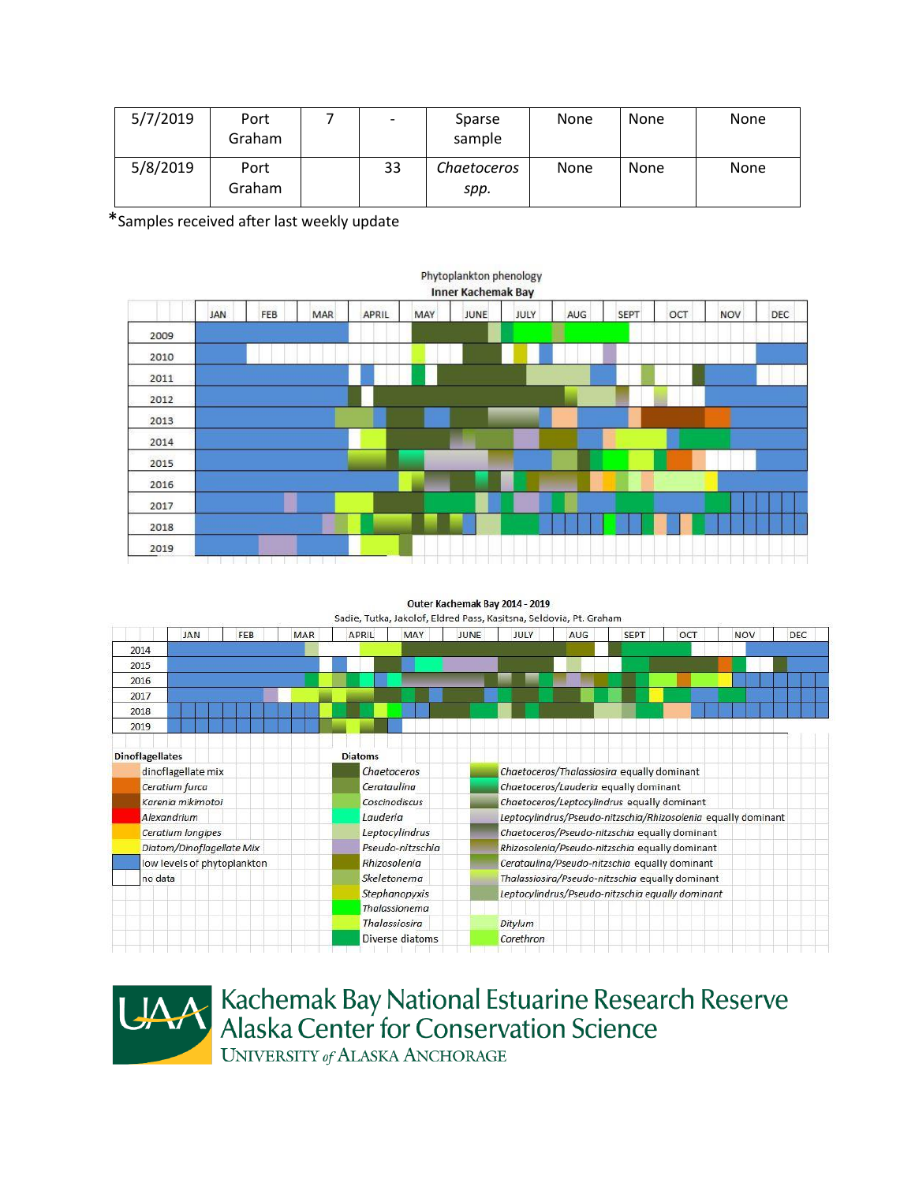| | | | | | | | |
|---|---|---|---|---|---|---|---|
| 5/7/2019 | Port Graham | 7 | - | Sparse sample | None | None | None |
| 5/8/2019 | Port Graham | | 33 | *Chaetoceros spp.* | None | None | None |

*Samples received after last weekly update

Phytoplankton phenology

**Inner Kachemak Bay**

JAN FEB MAR APRIL MAY JUNE JULY AUG SEPT OCT NOV DEC

2009
2010
2011
2012
2013
2014
2015
2016
2017
2018
2019

**Outer Kachemak Bay 2014 - 2019**

Sadie, Tutka, Jakolof, Eldred Pass, Kasitsna, Seldovia, Pt. Graham

JAN FEB MAR APRIL MAY JUNE JULY AUG SEPT OCT NOV DEC

2014
2015
2016
2017
2018
2019

**Dinoflagellates**

dinoflagellate mix
*Ceratium furca*
*Karenia mikimotoi*
*Alexandrium*
*Ceratium longipes*
Diatom/Dinoflagellate Mix
low levels of phytoplankton
no data

**Diatoms**

*Chaetoceros*
*Cerataulina*
*Coscinodiscus*
*Lauderia*
*Leptocylindrus*
*Pseudo-nitzschia*
*Rhizosolenia*
*Skeletonema*
*Stephanopyxis*
*Thalassionema*
*Thalassiosira*
Diverse diatoms

*Chaetoceros/Thalassiosira* equally dominant
*Chaetoceros/Lauderia* equally dominant
*Chaetoceros/Leptocylindrus* equally dominant
*Leptocylindrus/Pseudo-nitzschia/Rhizosolenia* equally dominant
*Chaetoceros/Pseudo-nitzschia* equally dominant
*Rhizosolenia/Pseudo-nitzschia* equally dominant
*Cerataulina/Pseudo-nitzschia* equally dominant
*Thalassiosira/Pseudo-nitzschia* equally dominant
*Leptocylindrus/Pseudo-nitzschia* equally dominant
*Ditylum*
*Corethron*

Kachemak Bay National Estuarine Research Reserve
Alaska Center for Conservation Science
University of Alaska Anchorage